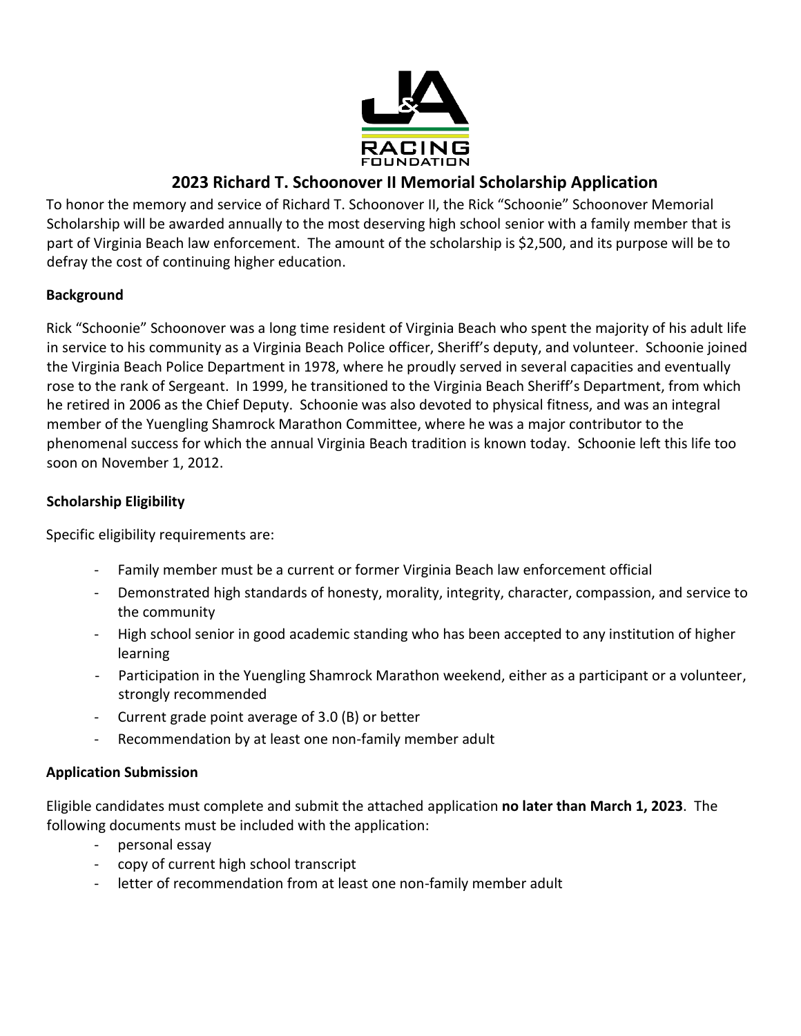J&A RACING FOUNDATION

# 2023 Richard T. Schoonover II Memorial Scholarship Application

To honor the memory and service of Richard T. Schoonover II, the Rick "Schoonie" Schoonover Memorial Scholarship will be awarded annually to the most deserving high school senior with a family member that is part of Virginia Beach law enforcement. The amount of the scholarship is $2,500, and its purpose will be to defray the cost of continuing higher education.

**Background**

Rick "Schoonie" Schoonover was a long time resident of Virginia Beach who spent the majority of his adult life in service to his community as a Virginia Beach Police officer, Sheriff's deputy, and volunteer. Schoonie joined the Virginia Beach Police Department in 1978, where he proudly served in several capacities and eventually rose to the rank of Sergeant. In 1999, he transitioned to the Virginia Beach Sheriff's Department, from which he retired in 2006 as the Chief Deputy. Schoonie was also devoted to physical fitness, and was an integral member of the Yuengling Shamrock Marathon Committee, where he was a major contributor to the phenomenal success for which the annual Virginia Beach tradition is known today. Schoonie left this life too soon on November 1, 2012.

**Scholarship Eligibility**

Specific eligibility requirements are:

- Family member must be a current or former Virginia Beach law enforcement official
- Demonstrated high standards of honesty, morality, integrity, character, compassion, and service to the community
- High school senior in good academic standing who has been accepted to any institution of higher learning
- Participation in the Yuengling Shamrock Marathon weekend, either as a participant or a volunteer, strongly recommended
- Current grade point average of 3.0 (B) or better
- Recommendation by at least one non-family member adult

**Application Submission**

Eligible candidates must complete and submit the attached application **no later than March 1, 2023**. The following documents must be included with the application:

- personal essay
- copy of current high school transcript
- letter of recommendation from at least one non-family member adult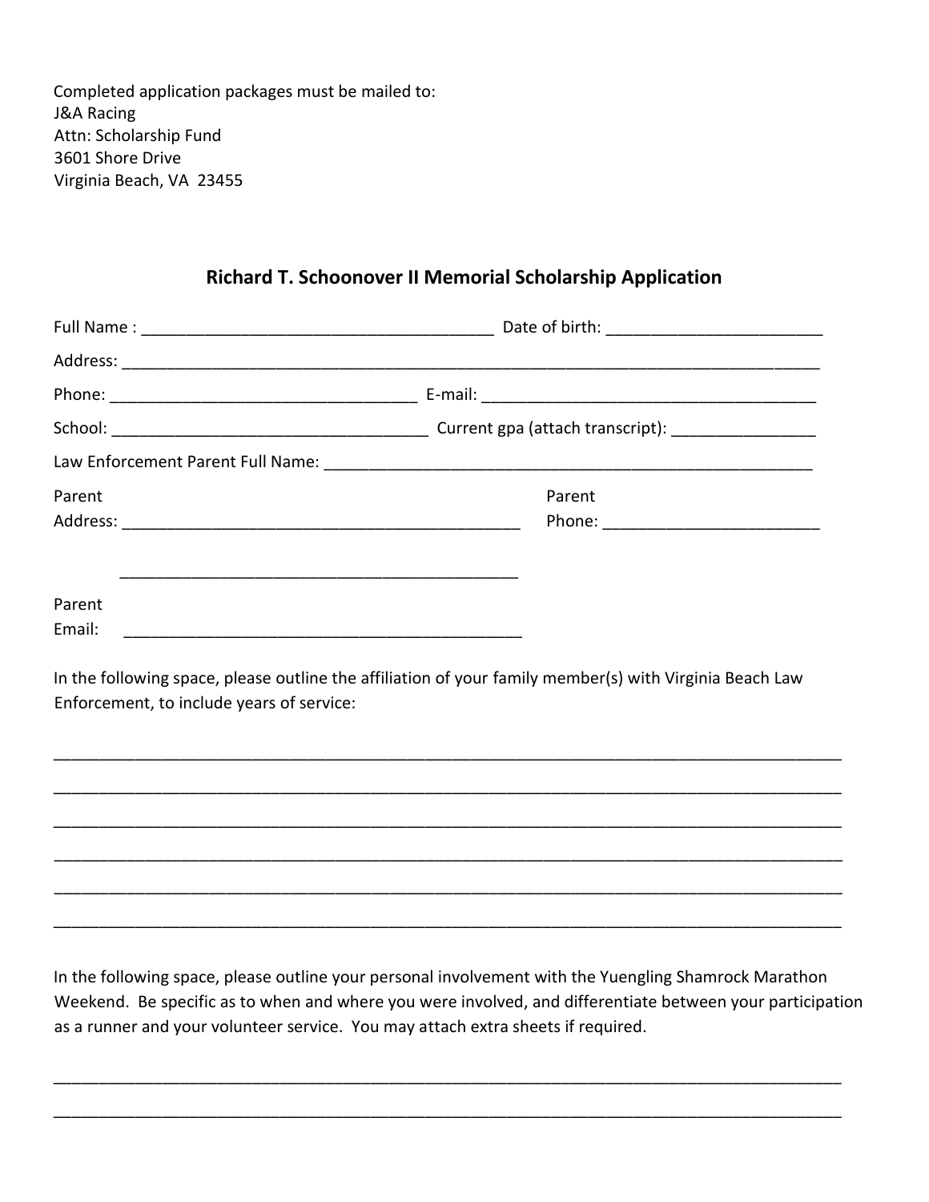Completed application packages must be mailed to:
J&A Racing
Attn: Scholarship Fund
3601 Shore Drive
Virginia Beach, VA 23455

## Richard T. Schoonover II Memorial Scholarship Application

Full Name : ________________________________________ Date of birth: ________________________

Address: ________________________________________________________________________________

Phone: __________________________________ E-mail: _____________________________________

School: ___________________________________ Current gpa (attach transcript): ________________

Law Enforcement Parent Full Name: ________________________________________________________

Parent Address: ____________________________________________ Parent Phone: ________________________

____________________________________________

Parent Email: ____________________________________________

In the following space, please outline the affiliation of your family member(s) with Virginia Beach Law Enforcement, to include years of service:

__________________________________________________________________________________________

__________________________________________________________________________________________

__________________________________________________________________________________________

__________________________________________________________________________________________

__________________________________________________________________________________________

__________________________________________________________________________________________

In the following space, please outline your personal involvement with the Yuengling Shamrock Marathon Weekend. Be specific as to when and where you were involved, and differentiate between your participation as a runner and your volunteer service. You may attach extra sheets if required.

__________________________________________________________________________________________

__________________________________________________________________________________________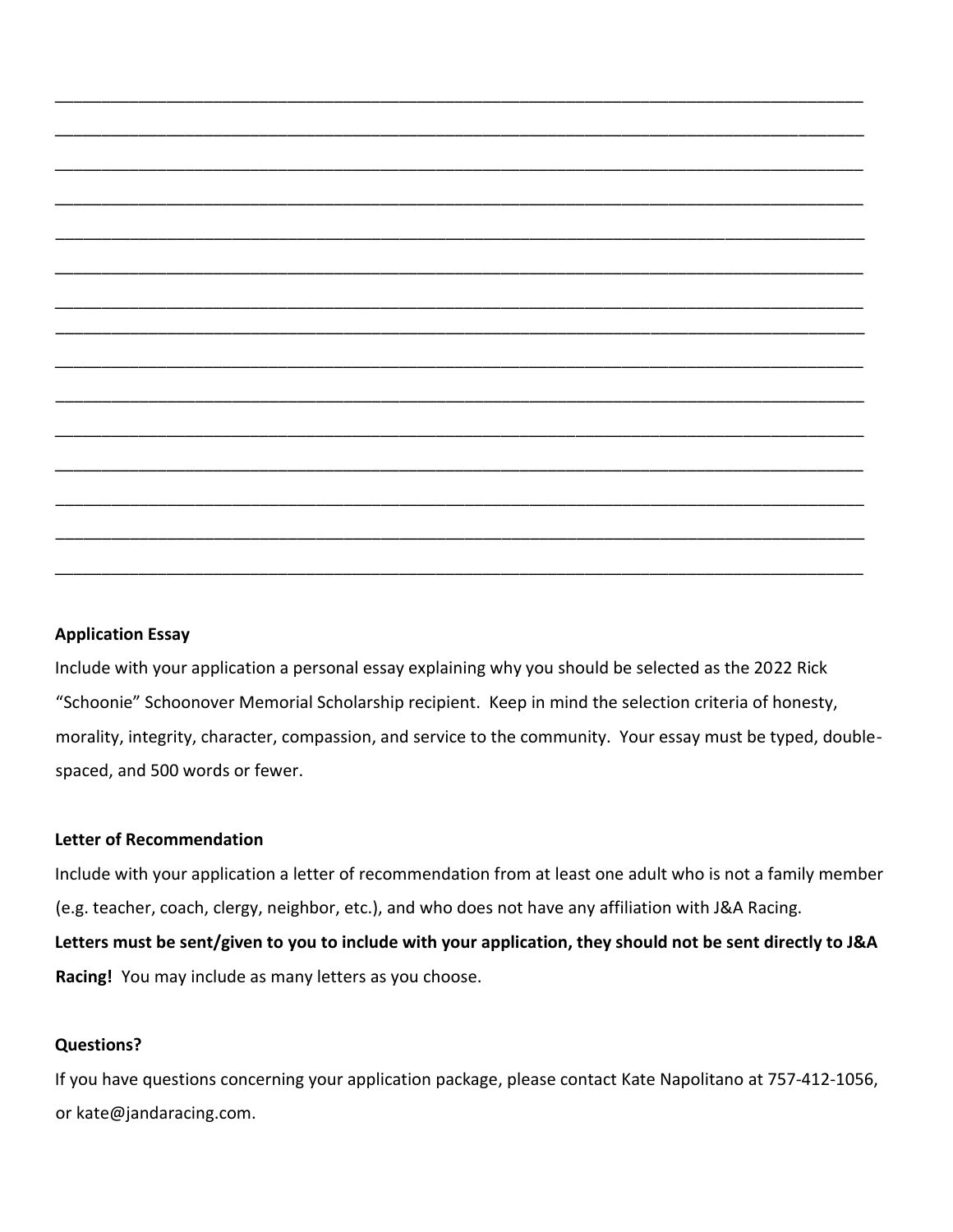\_\_\_\_\_\_\_\_\_\_\_\_\_\_\_\_\_\_\_\_\_\_\_\_\_\_\_\_\_\_\_\_\_\_\_\_\_\_\_\_\_\_\_\_\_\_\_\_\_\_\_\_\_\_\_\_\_\_\_\_\_\_\_\_\_\_\_\_\_\_\_\_\_\_\_\_\_\_\_\_\_\_\_\_\_\_

\_\_\_\_\_\_\_\_\_\_\_\_\_\_\_\_\_\_\_\_\_\_\_\_\_\_\_\_\_\_\_\_\_\_\_\_\_\_\_\_\_\_\_\_\_\_\_\_\_\_\_\_\_\_\_\_\_\_\_\_\_\_\_\_\_\_\_\_\_\_\_\_\_\_\_\_\_\_\_\_\_\_\_\_\_\_

\_\_\_\_\_\_\_\_\_\_\_\_\_\_\_\_\_\_\_\_\_\_\_\_\_\_\_\_\_\_\_\_\_\_\_\_\_\_\_\_\_\_\_\_\_\_\_\_\_\_\_\_\_\_\_\_\_\_\_\_\_\_\_\_\_\_\_\_\_\_\_\_\_\_\_\_\_\_\_\_\_\_\_\_\_\_

\_\_\_\_\_\_\_\_\_\_\_\_\_\_\_\_\_\_\_\_\_\_\_\_\_\_\_\_\_\_\_\_\_\_\_\_\_\_\_\_\_\_\_\_\_\_\_\_\_\_\_\_\_\_\_\_\_\_\_\_\_\_\_\_\_\_\_\_\_\_\_\_\_\_\_\_\_\_\_\_\_\_\_\_\_\_

\_\_\_\_\_\_\_\_\_\_\_\_\_\_\_\_\_\_\_\_\_\_\_\_\_\_\_\_\_\_\_\_\_\_\_\_\_\_\_\_\_\_\_\_\_\_\_\_\_\_\_\_\_\_\_\_\_\_\_\_\_\_\_\_\_\_\_\_\_\_\_\_\_\_\_\_\_\_\_\_\_\_\_\_\_\_

\_\_\_\_\_\_\_\_\_\_\_\_\_\_\_\_\_\_\_\_\_\_\_\_\_\_\_\_\_\_\_\_\_\_\_\_\_\_\_\_\_\_\_\_\_\_\_\_\_\_\_\_\_\_\_\_\_\_\_\_\_\_\_\_\_\_\_\_\_\_\_\_\_\_\_\_\_\_\_\_\_\_\_\_\_\_

\_\_\_\_\_\_\_\_\_\_\_\_\_\_\_\_\_\_\_\_\_\_\_\_\_\_\_\_\_\_\_\_\_\_\_\_\_\_\_\_\_\_\_\_\_\_\_\_\_\_\_\_\_\_\_\_\_\_\_\_\_\_\_\_\_\_\_\_\_\_\_\_\_\_\_\_\_\_\_\_\_\_\_\_\_\_

\_\_\_\_\_\_\_\_\_\_\_\_\_\_\_\_\_\_\_\_\_\_\_\_\_\_\_\_\_\_\_\_\_\_\_\_\_\_\_\_\_\_\_\_\_\_\_\_\_\_\_\_\_\_\_\_\_\_\_\_\_\_\_\_\_\_\_\_\_\_\_\_\_\_\_\_\_\_\_\_\_\_\_\_\_\_

\_\_\_\_\_\_\_\_\_\_\_\_\_\_\_\_\_\_\_\_\_\_\_\_\_\_\_\_\_\_\_\_\_\_\_\_\_\_\_\_\_\_\_\_\_\_\_\_\_\_\_\_\_\_\_\_\_\_\_\_\_\_\_\_\_\_\_\_\_\_\_\_\_\_\_\_\_\_\_\_\_\_\_\_\_\_

\_\_\_\_\_\_\_\_\_\_\_\_\_\_\_\_\_\_\_\_\_\_\_\_\_\_\_\_\_\_\_\_\_\_\_\_\_\_\_\_\_\_\_\_\_\_\_\_\_\_\_\_\_\_\_\_\_\_\_\_\_\_\_\_\_\_\_\_\_\_\_\_\_\_\_\_\_\_\_\_\_\_\_\_\_\_

\_\_\_\_\_\_\_\_\_\_\_\_\_\_\_\_\_\_\_\_\_\_\_\_\_\_\_\_\_\_\_\_\_\_\_\_\_\_\_\_\_\_\_\_\_\_\_\_\_\_\_\_\_\_\_\_\_\_\_\_\_\_\_\_\_\_\_\_\_\_\_\_\_\_\_\_\_\_\_\_\_\_\_\_\_\_

\_\_\_\_\_\_\_\_\_\_\_\_\_\_\_\_\_\_\_\_\_\_\_\_\_\_\_\_\_\_\_\_\_\_\_\_\_\_\_\_\_\_\_\_\_\_\_\_\_\_\_\_\_\_\_\_\_\_\_\_\_\_\_\_\_\_\_\_\_\_\_\_\_\_\_\_\_\_\_\_\_\_\_\_\_\_

\_\_\_\_\_\_\_\_\_\_\_\_\_\_\_\_\_\_\_\_\_\_\_\_\_\_\_\_\_\_\_\_\_\_\_\_\_\_\_\_\_\_\_\_\_\_\_\_\_\_\_\_\_\_\_\_\_\_\_\_\_\_\_\_\_\_\_\_\_\_\_\_\_\_\_\_\_\_\_\_\_\_\_\_\_\_

\_\_\_\_\_\_\_\_\_\_\_\_\_\_\_\_\_\_\_\_\_\_\_\_\_\_\_\_\_\_\_\_\_\_\_\_\_\_\_\_\_\_\_\_\_\_\_\_\_\_\_\_\_\_\_\_\_\_\_\_\_\_\_\_\_\_\_\_\_\_\_\_\_\_\_\_\_\_\_\_\_\_\_\_\_\_

\_\_\_\_\_\_\_\_\_\_\_\_\_\_\_\_\_\_\_\_\_\_\_\_\_\_\_\_\_\_\_\_\_\_\_\_\_\_\_\_\_\_\_\_\_\_\_\_\_\_\_\_\_\_\_\_\_\_\_\_\_\_\_\_\_\_\_\_\_\_\_\_\_\_\_\_\_\_\_\_\_\_\_\_\_\_

**Application Essay**

Include with your application a personal essay explaining why you should be selected as the 2022 Rick "Schoonie" Schoonover Memorial Scholarship recipient. Keep in mind the selection criteria of honesty, morality, integrity, character, compassion, and service to the community. Your essay must be typed, double-spaced, and 500 words or fewer.

**Letter of Recommendation**

Include with your application a letter of recommendation from at least one adult who is not a family member (e.g. teacher, coach, clergy, neighbor, etc.), and who does not have any affiliation with J&A Racing. **Letters must be sent/given to you to include with your application, they should not be sent directly to J&A Racing!** You may include as many letters as you choose.

**Questions?**

If you have questions concerning your application package, please contact Kate Napolitano at 757-412-1056, or kate@jandaracing.com.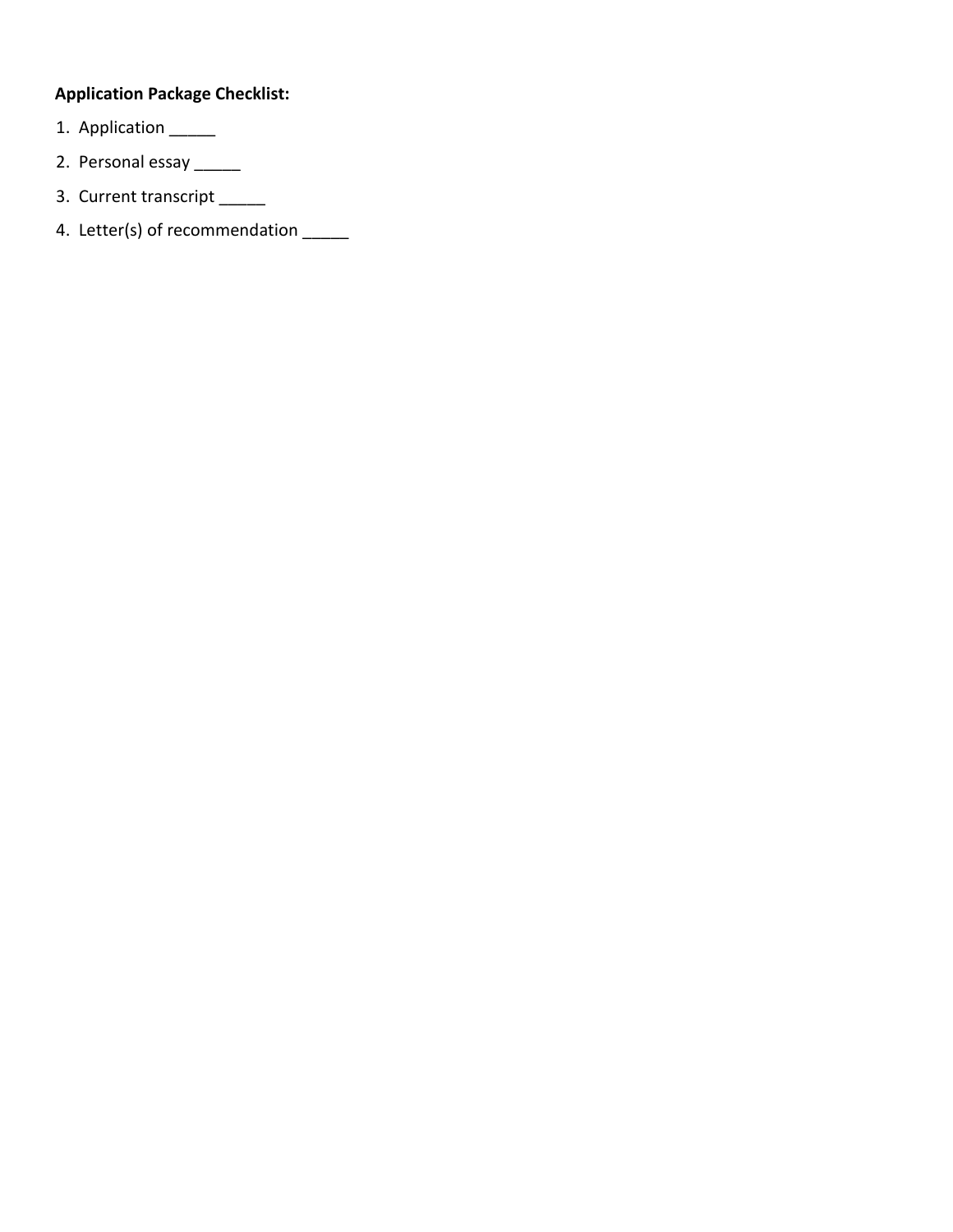**Application Package Checklist:**

1. Application _____
2. Personal essay _____
3. Current transcript _____
4. Letter(s) of recommendation _____